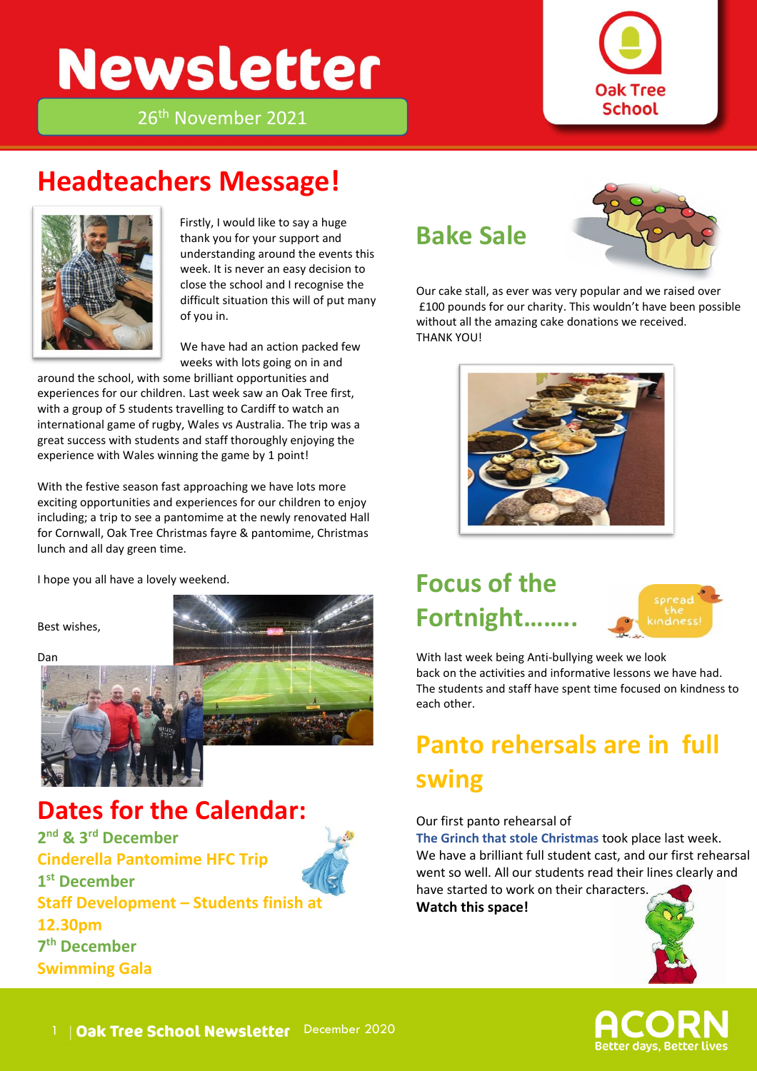# Newsletter

26th November 2021

Oak Tree School

## Headteachers Message!

Firstly, I would like to say a huge thank you for your support and understanding around the events this week. It is never an easy decision to close the school and I recognise the difficult situation this will of put many of you in.

We have had an action packed few weeks with lots going on in and around the school, with some brilliant opportunities and experiences for our children. Last week saw an Oak Tree first, with a group of 5 students travelling to Cardiff to watch an international game of rugby, Wales vs Australia. The trip was a great success with students and staff thoroughly enjoying the experience with Wales winning the game by 1 point!

With the festive season fast approaching we have lots more exciting opportunities and experiences for our children to enjoy including; a trip to see a pantomime at the newly renovated Hall for Cornwall, Oak Tree Christmas fayre & pantomime, Christmas lunch and all day green time.

I hope you all have a lovely weekend.

Best wishes,

Dan

## Dates for the Calendar:

**2nd & 3rd December**
**Cinderella Pantomime HFC Trip**
**1st December**
**Staff Development – Students finish at 12.30pm**
**7th December**
**Swimming Gala**

## Bake Sale

Our cake stall, as ever was very popular and we raised over £100 pounds for our charity. This wouldn't have been possible without all the amazing cake donations we received.
THANK YOU!

## Focus of the Fortnight……..

spread the kindness!

With last week being Anti-bullying week we look back on the activities and informative lessons we have had. The students and staff have spent time focused on kindness to each other.

## Panto rehersals are in full swing

Our first panto rehearsal of **The Grinch that stole Christmas** took place last week. We have a brilliant full student cast, and our first rehearsal went so well. All our students read their lines clearly and have started to work on their characters.
**Watch this space!**

ACORN
Better days, Better lives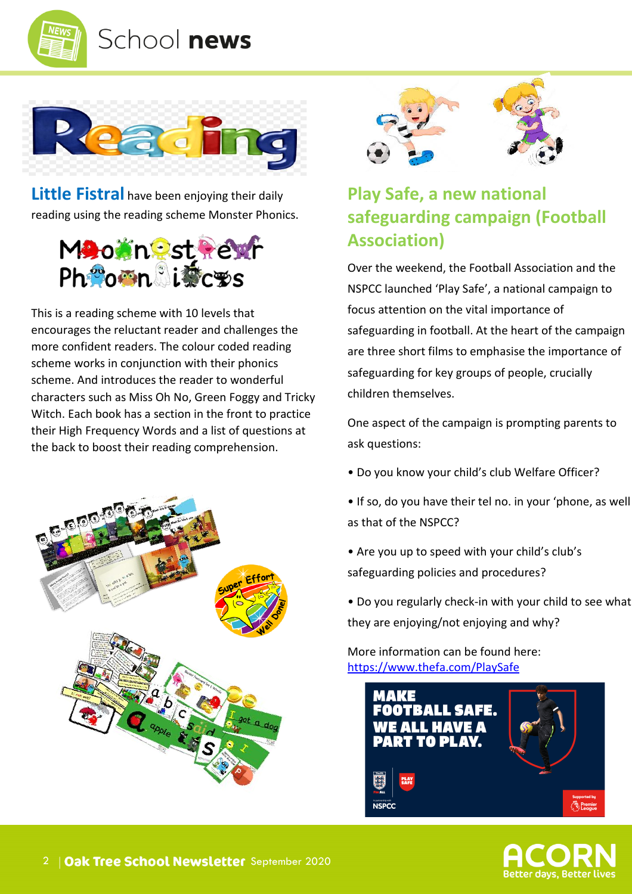# School news

## Reading

**Little Fistral** have been enjoying their daily reading using the reading scheme Monster Phonics.

This is a reading scheme with 10 levels that encourages the reluctant reader and challenges the more confident readers. The colour coded reading scheme works in conjunction with their phonics scheme. And introduces the reader to wonderful characters such as Miss Oh No, Green Foggy and Tricky Witch. Each book has a section in the front to practice their High Frequency Words and a list of questions at the back to boost their reading comprehension.

## Play Safe, a new national safeguarding campaign (Football Association)

Over the weekend, the Football Association and the NSPCC launched 'Play Safe', a national campaign to focus attention on the vital importance of safeguarding in football. At the heart of the campaign are three short films to emphasise the importance of safeguarding for key groups of people, crucially children themselves.

One aspect of the campaign is prompting parents to ask questions:

- Do you know your child's club Welfare Officer?
- If so, do you have their tel no. in your 'phone, as well as that of the NSPCC?
- Are you up to speed with your child's club's safeguarding policies and procedures?
- Do you regularly check-in with your child to see what they are enjoying/not enjoying and why?

More information can be found here: https://www.thefa.com/PlaySafe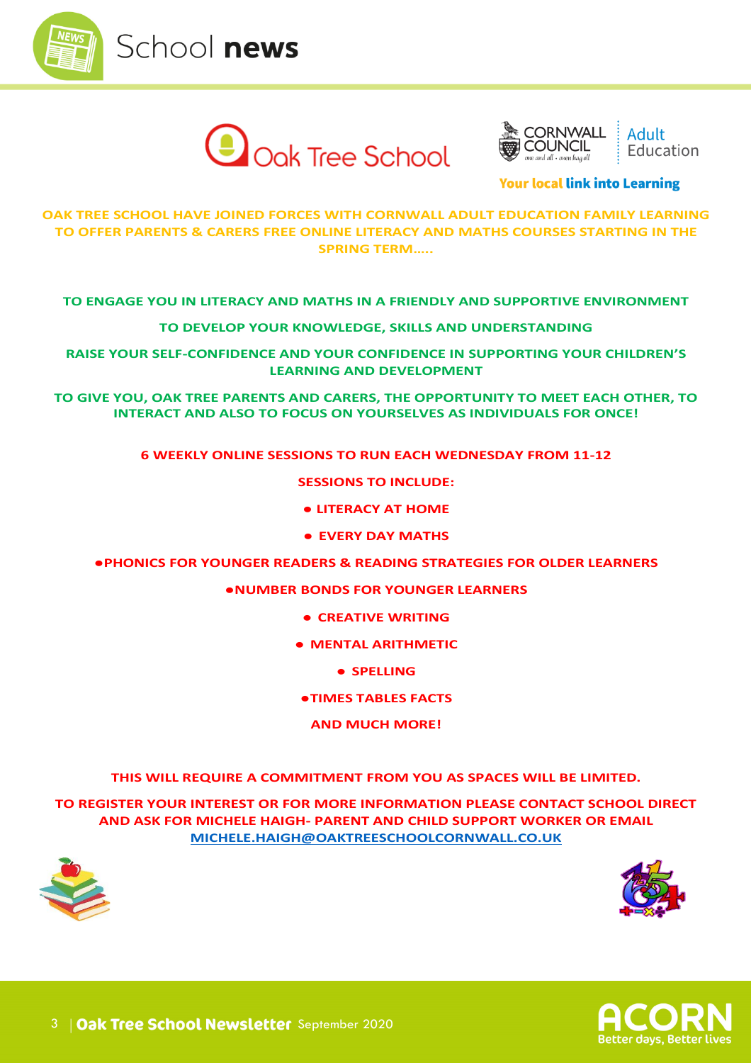Oak Tree School

Cornwall Council Adult Education

Your local link into Learning

**OAK TREE SCHOOL HAVE JOINED FORCES WITH CORNWALL ADULT EDUCATION FAMILY LEARNING TO OFFER PARENTS & CARERS FREE ONLINE LITERACY AND MATHS COURSES STARTING IN THE SPRING TERM…..**

**TO ENGAGE YOU IN LITERACY AND MATHS IN A FRIENDLY AND SUPPORTIVE ENVIRONMENT**

**TO DEVELOP YOUR KNOWLEDGE, SKILLS AND UNDERSTANDING**

**RAISE YOUR SELF-CONFIDENCE AND YOUR CONFIDENCE IN SUPPORTING YOUR CHILDREN'S LEARNING AND DEVELOPMENT**

**TO GIVE YOU, OAK TREE PARENTS AND CARERS, THE OPPORTUNITY TO MEET EACH OTHER, TO INTERACT AND ALSO TO FOCUS ON YOURSELVES AS INDIVIDUALS FOR ONCE!**

**6 WEEKLY ONLINE SESSIONS TO RUN EACH WEDNESDAY FROM 11-12**

**SESSIONS TO INCLUDE:**

- **LITERACY AT HOME**
- **EVERY DAY MATHS**
- **PHONICS FOR YOUNGER READERS & READING STRATEGIES FOR OLDER LEARNERS**
- **NUMBER BONDS FOR YOUNGER LEARNERS**
- **CREATIVE WRITING**
- **MENTAL ARITHMETIC**
- **SPELLING**
- **TIMES TABLES FACTS**

**AND MUCH MORE!**

**THIS WILL REQUIRE A COMMITMENT FROM YOU AS SPACES WILL BE LIMITED.**

**TO REGISTER YOUR INTEREST OR FOR MORE INFORMATION PLEASE CONTACT SCHOOL DIRECT AND ASK FOR MICHELE HAIGH- PARENT AND CHILD SUPPORT WORKER OR EMAIL [MICHELE.HAIGH@OAKTREESCHOOLCORNWALL.CO.UK](mailto:MICHELE.HAIGH@OAKTREESCHOOLCORNWALL.CO.UK)**